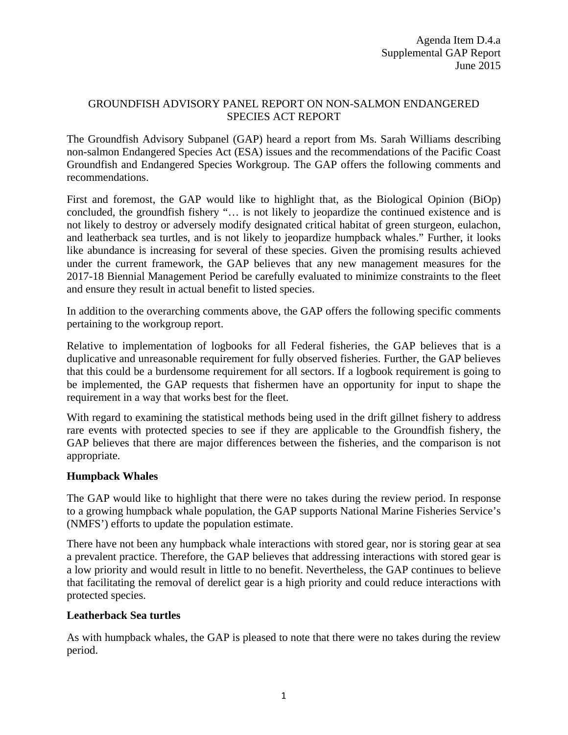Agenda Item D.4.a
Supplemental GAP Report
June 2015

# GROUNDFISH ADVISORY PANEL REPORT ON NON-SALMON ENDANGERED SPECIES ACT REPORT

The Groundfish Advisory Subpanel (GAP) heard a report from Ms. Sarah Williams describing non-salmon Endangered Species Act (ESA) issues and the recommendations of the Pacific Coast Groundfish and Endangered Species Workgroup. The GAP offers the following comments and recommendations.

First and foremost, the GAP would like to highlight that, as the Biological Opinion (BiOp) concluded, the groundfish fishery "… is not likely to jeopardize the continued existence and is not likely to destroy or adversely modify designated critical habitat of green sturgeon, eulachon, and leatherback sea turtles, and is not likely to jeopardize humpback whales." Further, it looks like abundance is increasing for several of these species. Given the promising results achieved under the current framework, the GAP believes that any new management measures for the 2017-18 Biennial Management Period be carefully evaluated to minimize constraints to the fleet and ensure they result in actual benefit to listed species.

In addition to the overarching comments above, the GAP offers the following specific comments pertaining to the workgroup report.

Relative to implementation of logbooks for all Federal fisheries, the GAP believes that is a duplicative and unreasonable requirement for fully observed fisheries. Further, the GAP believes that this could be a burdensome requirement for all sectors. If a logbook requirement is going to be implemented, the GAP requests that fishermen have an opportunity for input to shape the requirement in a way that works best for the fleet.

With regard to examining the statistical methods being used in the drift gillnet fishery to address rare events with protected species to see if they are applicable to the Groundfish fishery, the GAP believes that there are major differences between the fisheries, and the comparison is not appropriate.

**Humpback Whales**

The GAP would like to highlight that there were no takes during the review period. In response to a growing humpback whale population, the GAP supports National Marine Fisheries Service's (NMFS') efforts to update the population estimate.

There have not been any humpback whale interactions with stored gear, nor is storing gear at sea a prevalent practice. Therefore, the GAP believes that addressing interactions with stored gear is a low priority and would result in little to no benefit. Nevertheless, the GAP continues to believe that facilitating the removal of derelict gear is a high priority and could reduce interactions with protected species.

**Leatherback Sea turtles**

As with humpback whales, the GAP is pleased to note that there were no takes during the review period.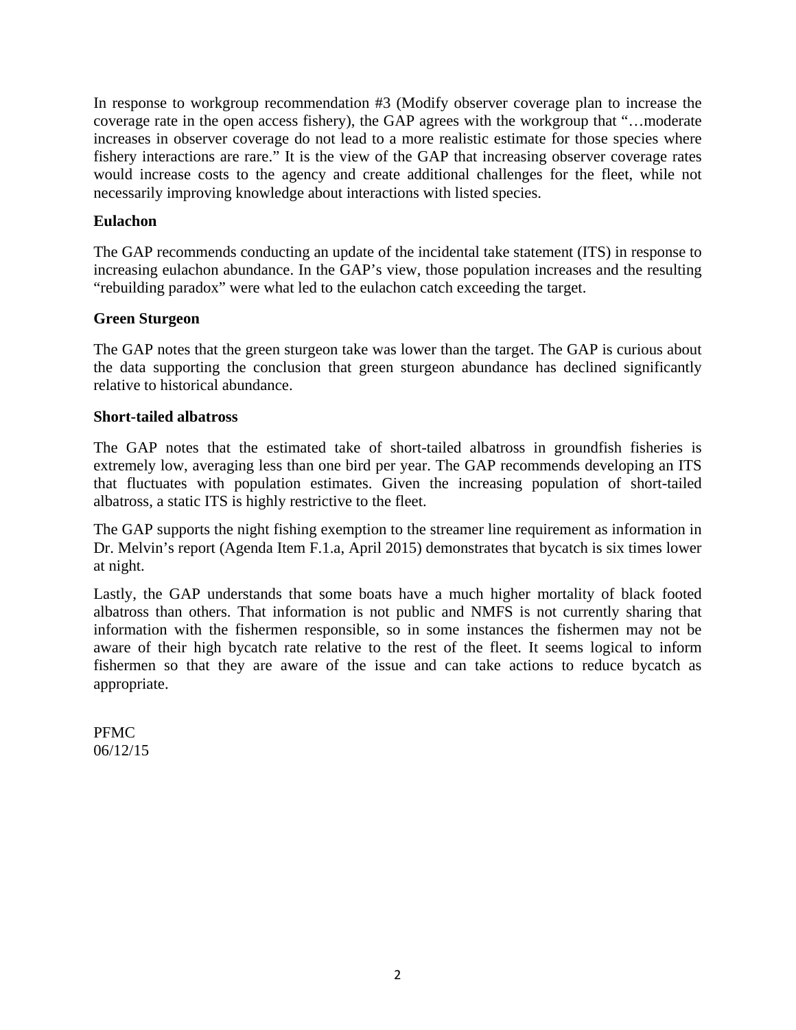In response to workgroup recommendation #3 (Modify observer coverage plan to increase the coverage rate in the open access fishery), the GAP agrees with the workgroup that "…moderate increases in observer coverage do not lead to a more realistic estimate for those species where fishery interactions are rare." It is the view of the GAP that increasing observer coverage rates would increase costs to the agency and create additional challenges for the fleet, while not necessarily improving knowledge about interactions with listed species.

**Eulachon**

The GAP recommends conducting an update of the incidental take statement (ITS) in response to increasing eulachon abundance. In the GAP's view, those population increases and the resulting "rebuilding paradox" were what led to the eulachon catch exceeding the target.

**Green Sturgeon**

The GAP notes that the green sturgeon take was lower than the target. The GAP is curious about the data supporting the conclusion that green sturgeon abundance has declined significantly relative to historical abundance.

**Short-tailed albatross**

The GAP notes that the estimated take of short-tailed albatross in groundfish fisheries is extremely low, averaging less than one bird per year. The GAP recommends developing an ITS that fluctuates with population estimates. Given the increasing population of short-tailed albatross, a static ITS is highly restrictive to the fleet.

The GAP supports the night fishing exemption to the streamer line requirement as information in Dr. Melvin's report (Agenda Item F.1.a, April 2015) demonstrates that bycatch is six times lower at night.

Lastly, the GAP understands that some boats have a much higher mortality of black footed albatross than others. That information is not public and NMFS is not currently sharing that information with the fishermen responsible, so in some instances the fishermen may not be aware of their high bycatch rate relative to the rest of the fleet. It seems logical to inform fishermen so that they are aware of the issue and can take actions to reduce bycatch as appropriate.

PFMC
06/12/15